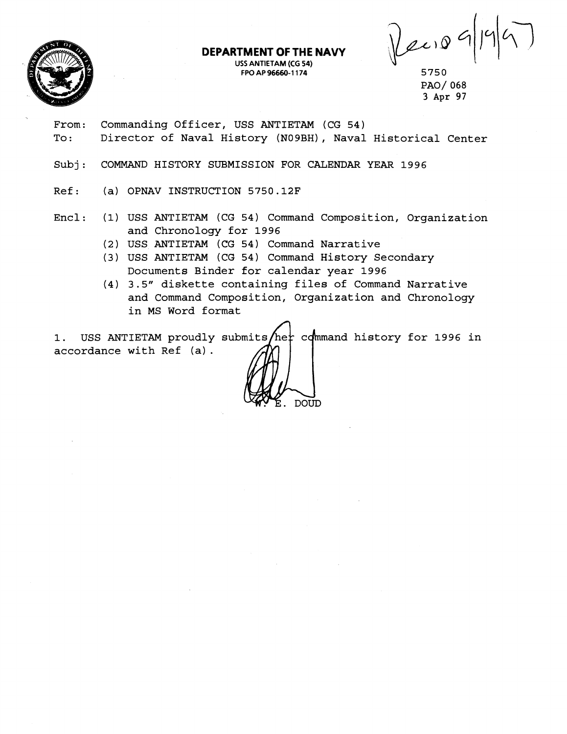**DEPARTMENT OF THE NAVY**
USS ANTIETAM (CG 54)
FPO AP 96660-1174

Rec'd 9/19/97

5750
PAO/068
3 Apr 97

From: Commanding Officer, USS ANTIETAM (CG 54)
To: Director of Naval History (N09BH), Naval Historical Center

Subj: COMMAND HISTORY SUBMISSION FOR CALENDAR YEAR 1996

Ref: (a) OPNAV INSTRUCTION 5750.12F

Encl: (1) USS ANTIETAM (CG 54) Command Composition, Organization and Chronology for 1996
(2) USS ANTIETAM (CG 54) Command Narrative
(3) USS ANTIETAM (CG 54) Command History Secondary Documents Binder for calendar year 1996
(4) 3.5" diskette containing files of Command Narrative and Command Composition, Organization and Chronology in MS Word format

1. USS ANTIETAM proudly submits her command history for 1996 in accordance with Ref (a).

W. E. DOUD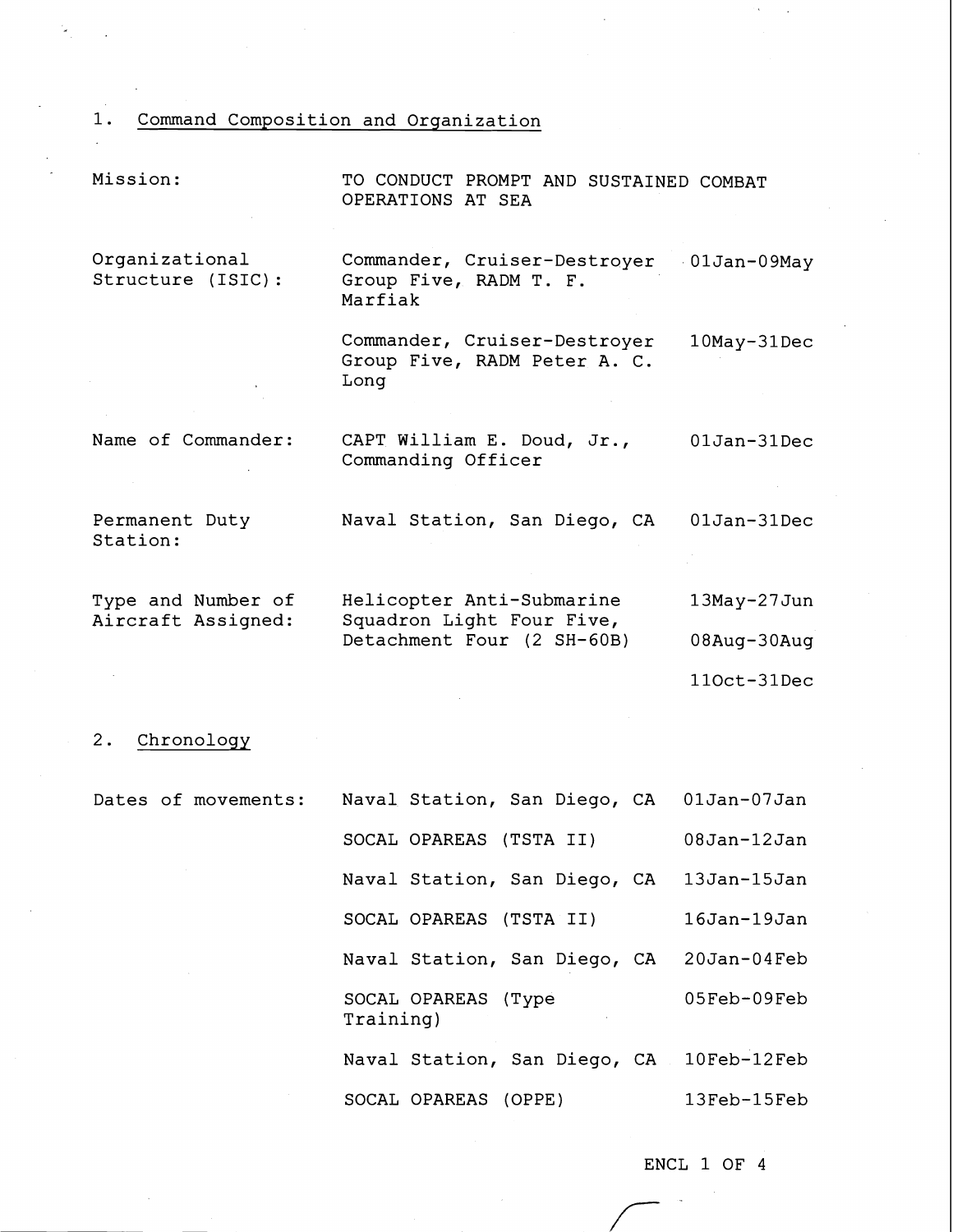## 1. Command Composition and Organization

| | | |
|---|---|---|
| Mission: | TO CONDUCT PROMPT AND SUSTAINED COMBAT OPERATIONS AT SEA | |
| Organizational Structure (ISIC): | Commander, Cruiser-Destroyer Group Five, RADM T. F. Marfiak | 01Jan-09May |
| | Commander, Cruiser-Destroyer Group Five, RADM Peter A. C. Long | 10May-31Dec |
| Name of Commander: | CAPT William E. Doud, Jr., Commanding Officer | 01Jan-31Dec |
| Permanent Duty Station: | Naval Station, San Diego, CA | 01Jan-31Dec |
| Type and Number of Aircraft Assigned: | Helicopter Anti-Submarine Squadron Light Four Five, Detachment Four (2 SH-60B) | 13May-27Jun |
| | | 08Aug-30Aug |
| | | 11Oct-31Dec |

## 2. Chronology

| | | |
|---|---|---|
| Dates of movements: | Naval Station, San Diego, CA | 01Jan-07Jan |
| | SOCAL OPAREAS (TSTA II) | 08Jan-12Jan |
| | Naval Station, San Diego, CA | 13Jan-15Jan |
| | SOCAL OPAREAS (TSTA II) | 16Jan-19Jan |
| | Naval Station, San Diego, CA | 20Jan-04Feb |
| | SOCAL OPAREAS (Type Training) | 05Feb-09Feb |
| | Naval Station, San Diego, CA | 10Feb-12Feb |
| | SOCAL OPAREAS (OPPE) | 13Feb-15Feb |

ENCL 1 OF 4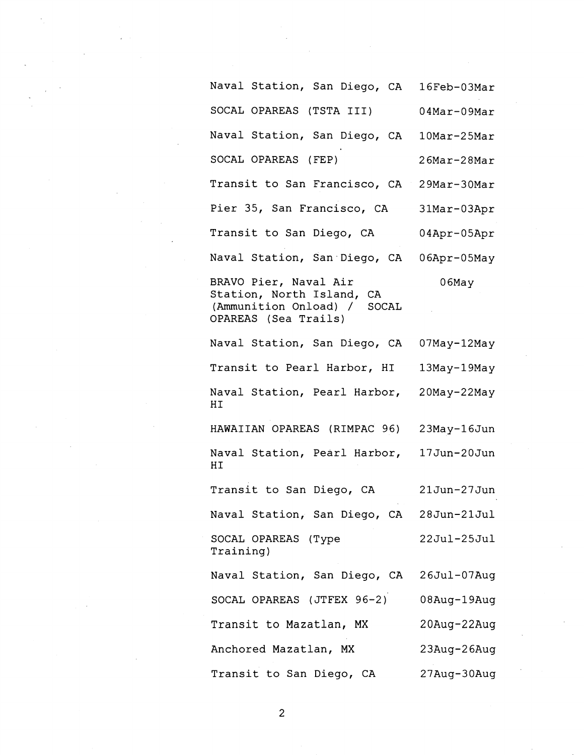| | |
|---|---|
| Naval Station, San Diego, CA | 16Feb-03Mar |
| SOCAL OPAREAS (TSTA III) | 04Mar-09Mar |
| Naval Station, San Diego, CA | 10Mar-25Mar |
| SOCAL OPAREAS (FEP) | 26Mar-28Mar |
| Transit to San Francisco, CA | 29Mar-30Mar |
| Pier 35, San Francisco, CA | 31Mar-03Apr |
| Transit to San Diego, CA | 04Apr-05Apr |
| Naval Station, San Diego, CA | 06Apr-05May |
| BRAVO Pier, Naval Air Station, North Island, CA (Ammunition Onload) / SOCAL OPAREAS (Sea Trails) | 06May |
| Naval Station, San Diego, CA | 07May-12May |
| Transit to Pearl Harbor, HI | 13May-19May |
| Naval Station, Pearl Harbor, HI | 20May-22May |
| HAWAIIAN OPAREAS (RIMPAC 96) | 23May-16Jun |
| Naval Station, Pearl Harbor, HI | 17Jun-20Jun |
| Transit to San Diego, CA | 21Jun-27Jun |
| Naval Station, San Diego, CA | 28Jun-21Jul |
| SOCAL OPAREAS (Type Training) | 22Jul-25Jul |
| Naval Station, San Diego, CA | 26Jul-07Aug |
| SOCAL OPAREAS (JTFEX 96-2) | 08Aug-19Aug |
| Transit to Mazatlan, MX | 20Aug-22Aug |
| Anchored Mazatlan, MX | 23Aug-26Aug |
| Transit to San Diego, CA | 27Aug-30Aug |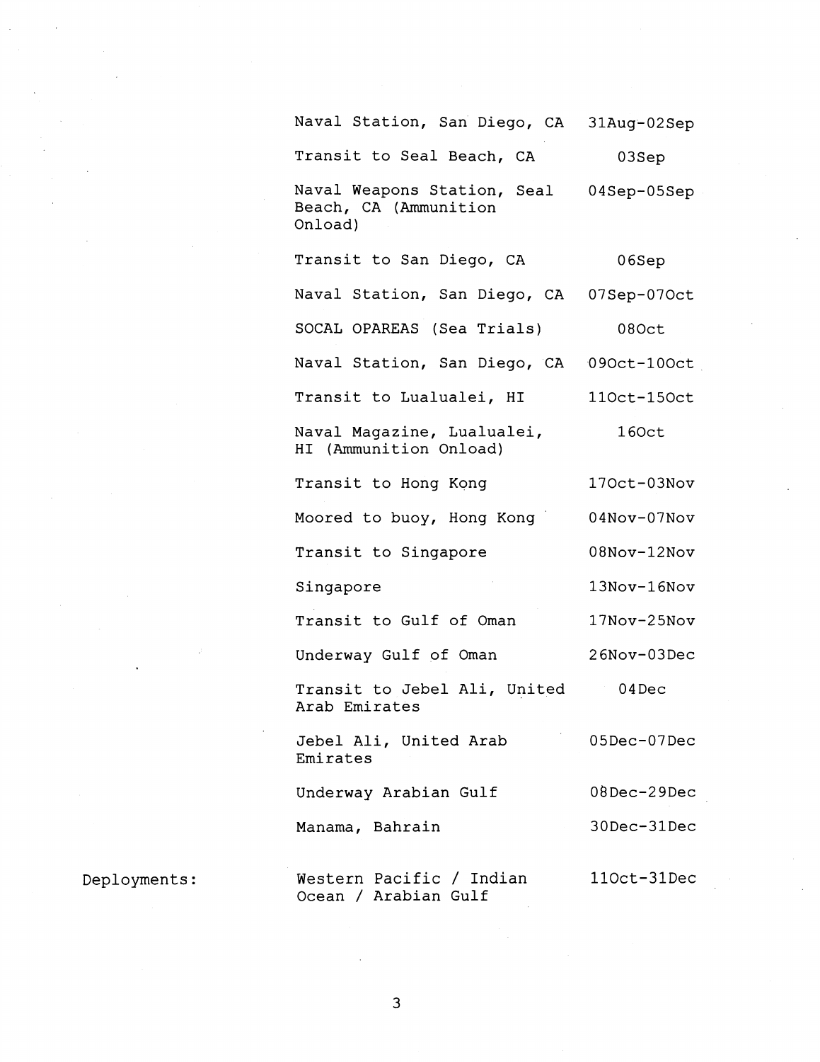| | | |
|---|---|---|
| | Naval Station, San Diego, CA | 31Aug-02Sep |
| | Transit to Seal Beach, CA | 03Sep |
| | Naval Weapons Station, Seal Beach, CA (Ammunition Onload) | 04Sep-05Sep |
| | Transit to San Diego, CA | 06Sep |
| | Naval Station, San Diego, CA | 07Sep-07Oct |
| | SOCAL OPAREAS (Sea Trials) | 08Oct |
| | Naval Station, San Diego, CA | 09Oct-10Oct |
| | Transit to Lualualei, HI | 11Oct-15Oct |
| | Naval Magazine, Lualualei, HI (Ammunition Onload) | 16Oct |
| | Transit to Hong Kong | 17Oct-03Nov |
| | Moored to buoy, Hong Kong | 04Nov-07Nov |
| | Transit to Singapore | 08Nov-12Nov |
| | Singapore | 13Nov-16Nov |
| | Transit to Gulf of Oman | 17Nov-25Nov |
| | Underway Gulf of Oman | 26Nov-03Dec |
| | Transit to Jebel Ali, United Arab Emirates | 04Dec |
| | Jebel Ali, United Arab Emirates | 05Dec-07Dec |
| | Underway Arabian Gulf | 08Dec-29Dec |
| | Manama, Bahrain | 30Dec-31Dec |
| Deployments: | Western Pacific / Indian Ocean / Arabian Gulf | 11Oct-31Dec |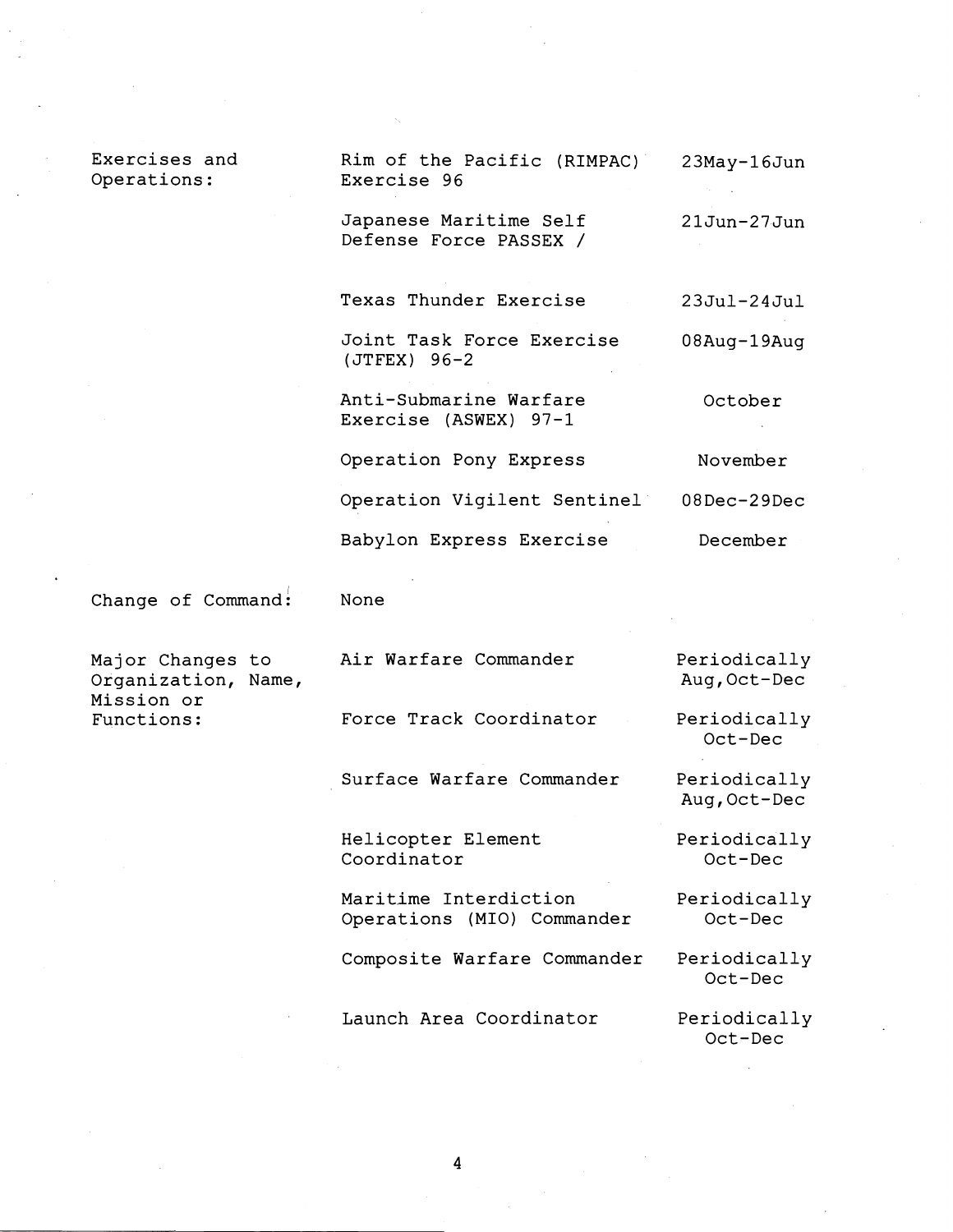| | | |
|---|---|---|
| Exercises and Operations: | Rim of the Pacific (RIMPAC) Exercise 96 | 23May-16Jun |
| | Japanese Maritime Self Defense Force PASSEX / | 21Jun-27Jun |
| | Texas Thunder Exercise | 23Jul-24Jul |
| | Joint Task Force Exercise (JTFEX) 96-2 | 08Aug-19Aug |
| | Anti-Submarine Warfare Exercise (ASWEX) 97-1 | October |
| | Operation Pony Express | November |
| | Operation Vigilent Sentinel | 08Dec-29Dec |
| | Babylon Express Exercise | December |
| Change of Command: | None | |
| Major Changes to Organization, Name, Mission or Functions: | Air Warfare Commander | Periodically Aug,Oct-Dec |
| | Force Track Coordinator | Periodically Oct-Dec |
| | Surface Warfare Commander | Periodically Aug,Oct-Dec |
| | Helicopter Element Coordinator | Periodically Oct-Dec |
| | Maritime Interdiction Operations (MIO) Commander | Periodically Oct-Dec |
| | Composite Warfare Commander | Periodically Oct-Dec |
| | Launch Area Coordinator | Periodically Oct-Dec |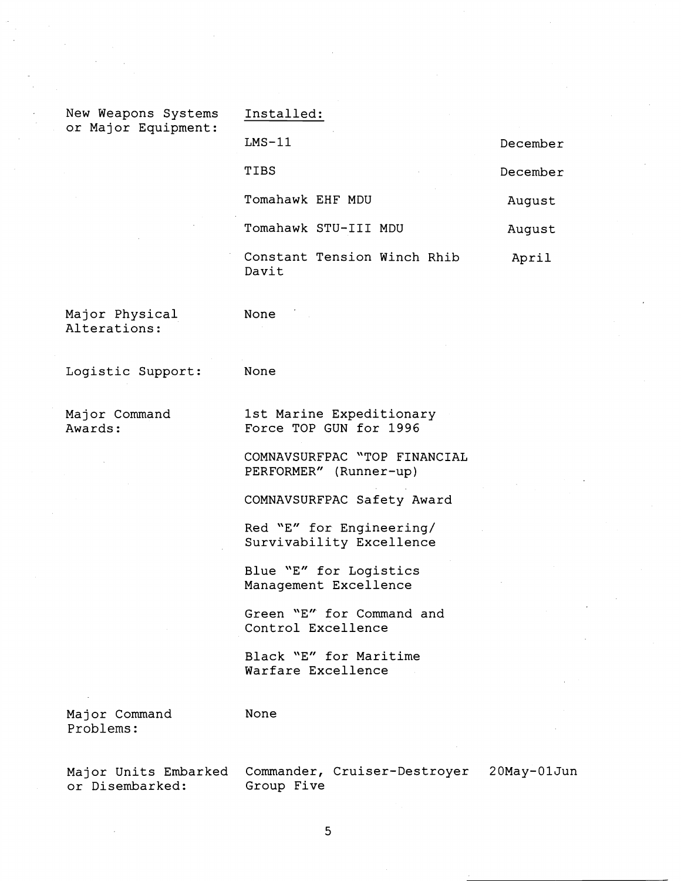| | | |
|---|---|---|
| New Weapons Systems or Major Equipment: | Installed: | |
| | LMS-11 | December |
| | TIBS | December |
| | Tomahawk EHF MDU | August |
| | Tomahawk STU-III MDU | August |
| | Constant Tension Winch Rhib Davit | April |
| Major Physical Alterations: | None | |
| Logistic Support: | None | |
| Major Command Awards: | 1st Marine Expeditionary Force TOP GUN for 1996 | |
| | COMNAVSURFPAC "TOP FINANCIAL PERFORMER" (Runner-up) | |
| | COMNAVSURFPAC Safety Award | |
| | Red "E" for Engineering/ Survivability Excellence | |
| | Blue "E" for Logistics Management Excellence | |
| | Green "E" for Command and Control Excellence | |
| | Black "E" for Maritime Warfare Excellence | |
| Major Command Problems: | None | |
| Major Units Embarked or Disembarked: | Commander, Cruiser-Destroyer Group Five | 20May-01Jun |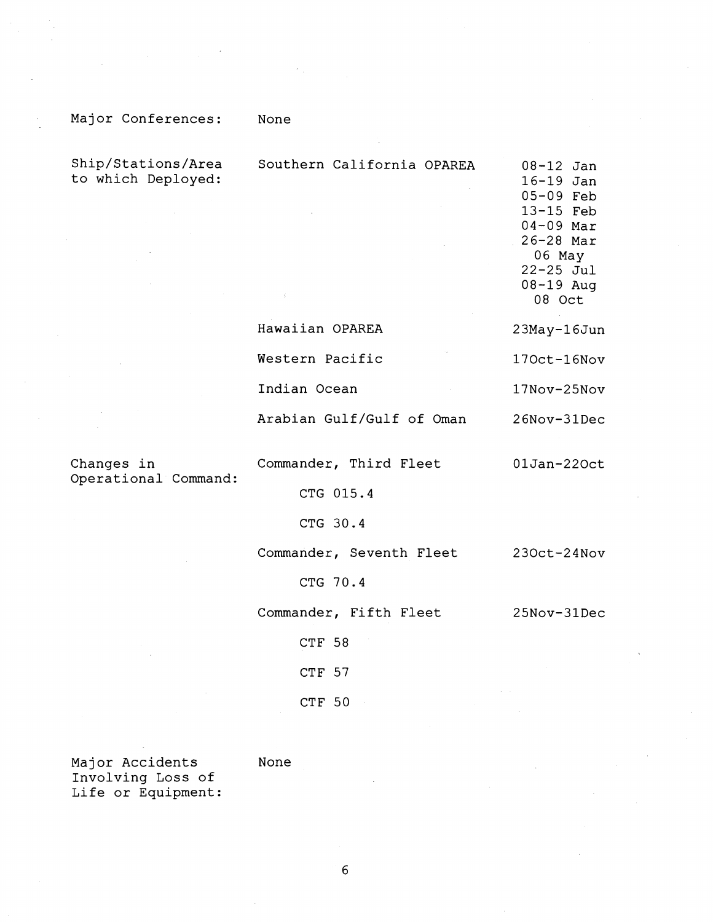| | | |
|---|---|---|
| Major Conferences: | None | |
| Ship/Stations/Area to which Deployed: | Southern California OPAREA | 08-12 Jan<br>16-19 Jan<br>05-09 Feb<br>13-15 Feb<br>04-09 Mar<br>26-28 Mar<br>06 May<br>22-25 Jul<br>08-19 Aug<br>08 Oct |
| | Hawaiian OPAREA | 23May-16Jun |
| | Western Pacific | 17Oct-16Nov |
| | Indian Ocean | 17Nov-25Nov |
| | Arabian Gulf/Gulf of Oman | 26Nov-31Dec |
| Changes in Operational Command: | Commander, Third Fleet | 01Jan-22Oct |
| | CTG 015.4 | |
| | CTG 30.4 | |
| | Commander, Seventh Fleet | 23Oct-24Nov |
| | CTG 70.4 | |
| | Commander, Fifth Fleet | 25Nov-31Dec |
| | CTF 58 | |
| | CTF 57 | |
| | CTF 50 | |
| Major Accidents Involving Loss of Life or Equipment: | None | |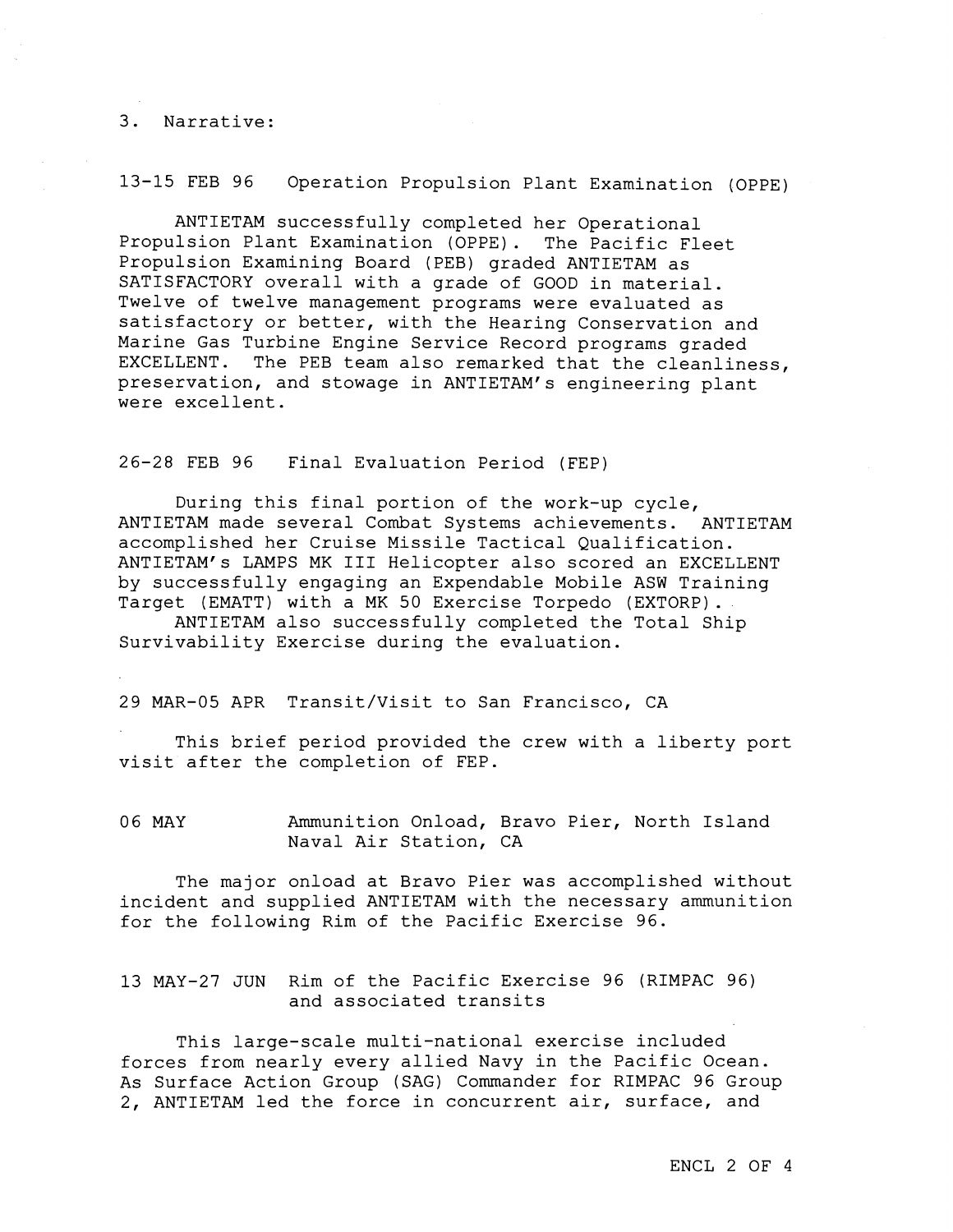3. Narrative:

**13-15 FEB 96** Operation Propulsion Plant Examination (OPPE)

ANTIETAM successfully completed her Operational Propulsion Plant Examination (OPPE). The Pacific Fleet Propulsion Examining Board (PEB) graded ANTIETAM as SATISFACTORY overall with a grade of GOOD in material. Twelve of twelve management programs were evaluated as satisfactory or better, with the Hearing Conservation and Marine Gas Turbine Engine Service Record programs graded EXCELLENT. The PEB team also remarked that the cleanliness, preservation, and stowage in ANTIETAM's engineering plant were excellent.

**26-28 FEB 96** Final Evaluation Period (FEP)

During this final portion of the work-up cycle, ANTIETAM made several Combat Systems achievements. ANTIETAM accomplished her Cruise Missile Tactical Qualification. ANTIETAM's LAMPS MK III Helicopter also scored an EXCELLENT by successfully engaging an Expendable Mobile ASW Training Target (EMATT) with a MK 50 Exercise Torpedo (EXTORP).

ANTIETAM also successfully completed the Total Ship Survivability Exercise during the evaluation.

**29 MAR-05 APR** Transit/Visit to San Francisco, CA

This brief period provided the crew with a liberty port visit after the completion of FEP.

**06 MAY** Ammunition Onload, Bravo Pier, North Island Naval Air Station, CA

The major onload at Bravo Pier was accomplished without incident and supplied ANTIETAM with the necessary ammunition for the following Rim of the Pacific Exercise 96.

**13 MAY-27 JUN** Rim of the Pacific Exercise 96 (RIMPAC 96) and associated transits

This large-scale multi-national exercise included forces from nearly every allied Navy in the Pacific Ocean. As Surface Action Group (SAG) Commander for RIMPAC 96 Group 2, ANTIETAM led the force in concurrent air, surface, and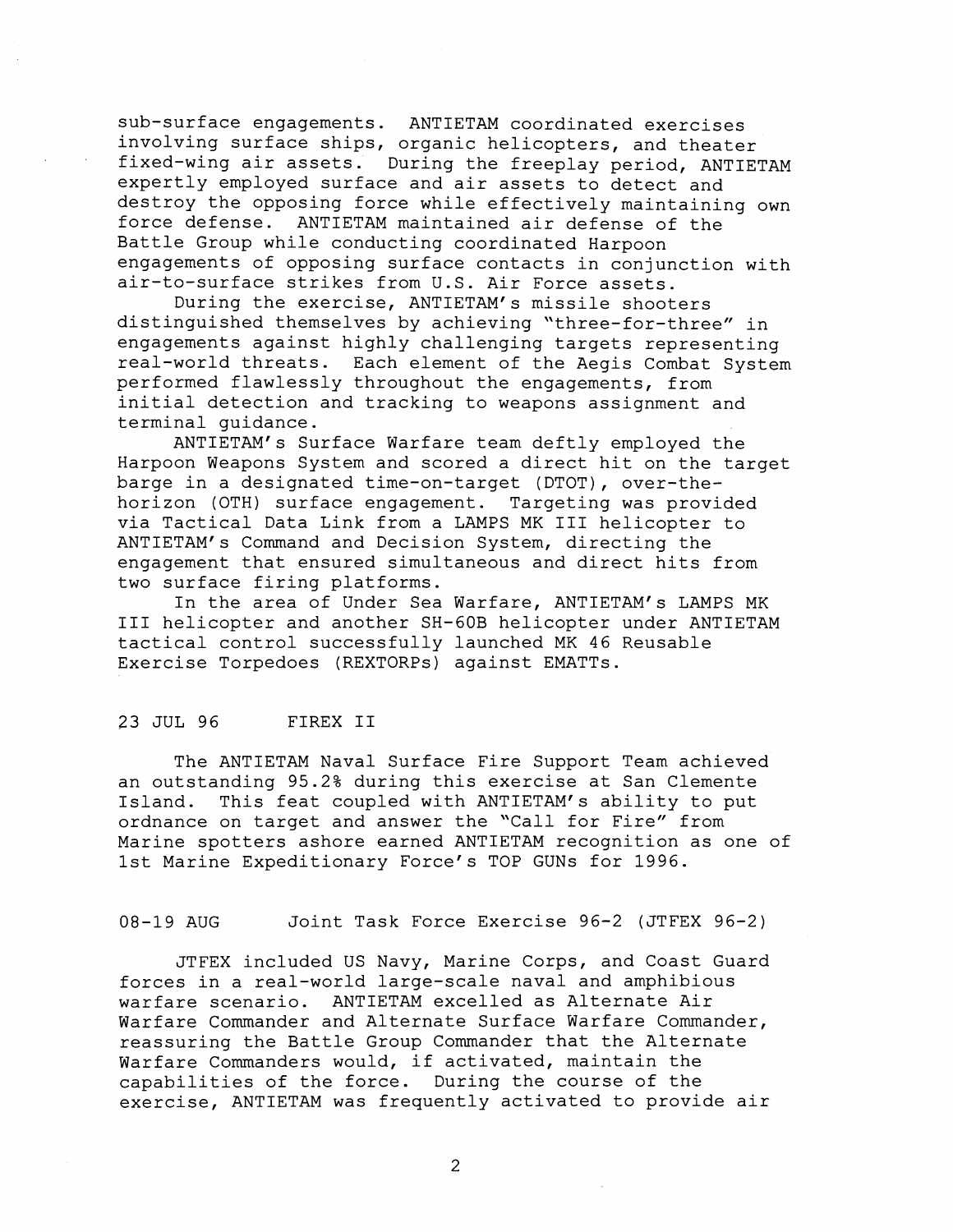sub-surface engagements. ANTIETAM coordinated exercises involving surface ships, organic helicopters, and theater fixed-wing air assets. During the freeplay period, ANTIETAM expertly employed surface and air assets to detect and destroy the opposing force while effectively maintaining own force defense. ANTIETAM maintained air defense of the Battle Group while conducting coordinated Harpoon engagements of opposing surface contacts in conjunction with air-to-surface strikes from U.S. Air Force assets.

During the exercise, ANTIETAM's missile shooters distinguished themselves by achieving "three-for-three" in engagements against highly challenging targets representing real-world threats. Each element of the Aegis Combat System performed flawlessly throughout the engagements, from initial detection and tracking to weapons assignment and terminal guidance.

ANTIETAM's Surface Warfare team deftly employed the Harpoon Weapons System and scored a direct hit on the target barge in a designated time-on-target (DTOT), over-the-horizon (OTH) surface engagement. Targeting was provided via Tactical Data Link from a LAMPS MK III helicopter to ANTIETAM's Command and Decision System, directing the engagement that ensured simultaneous and direct hits from two surface firing platforms.

In the area of Under Sea Warfare, ANTIETAM's LAMPS MK III helicopter and another SH-60B helicopter under ANTIETAM tactical control successfully launched MK 46 Reusable Exercise Torpedoes (REXTORPs) against EMATTs.

23 JUL 96 FIREX II

The ANTIETAM Naval Surface Fire Support Team achieved an outstanding 95.2% during this exercise at San Clemente Island. This feat coupled with ANTIETAM's ability to put ordnance on target and answer the "Call for Fire" from Marine spotters ashore earned ANTIETAM recognition as one of 1st Marine Expeditionary Force's TOP GUNs for 1996.

08-19 AUG Joint Task Force Exercise 96-2 (JTFEX 96-2)

JTFEX included US Navy, Marine Corps, and Coast Guard forces in a real-world large-scale naval and amphibious warfare scenario. ANTIETAM excelled as Alternate Air Warfare Commander and Alternate Surface Warfare Commander, reassuring the Battle Group Commander that the Alternate Warfare Commanders would, if activated, maintain the capabilities of the force. During the course of the exercise, ANTIETAM was frequently activated to provide air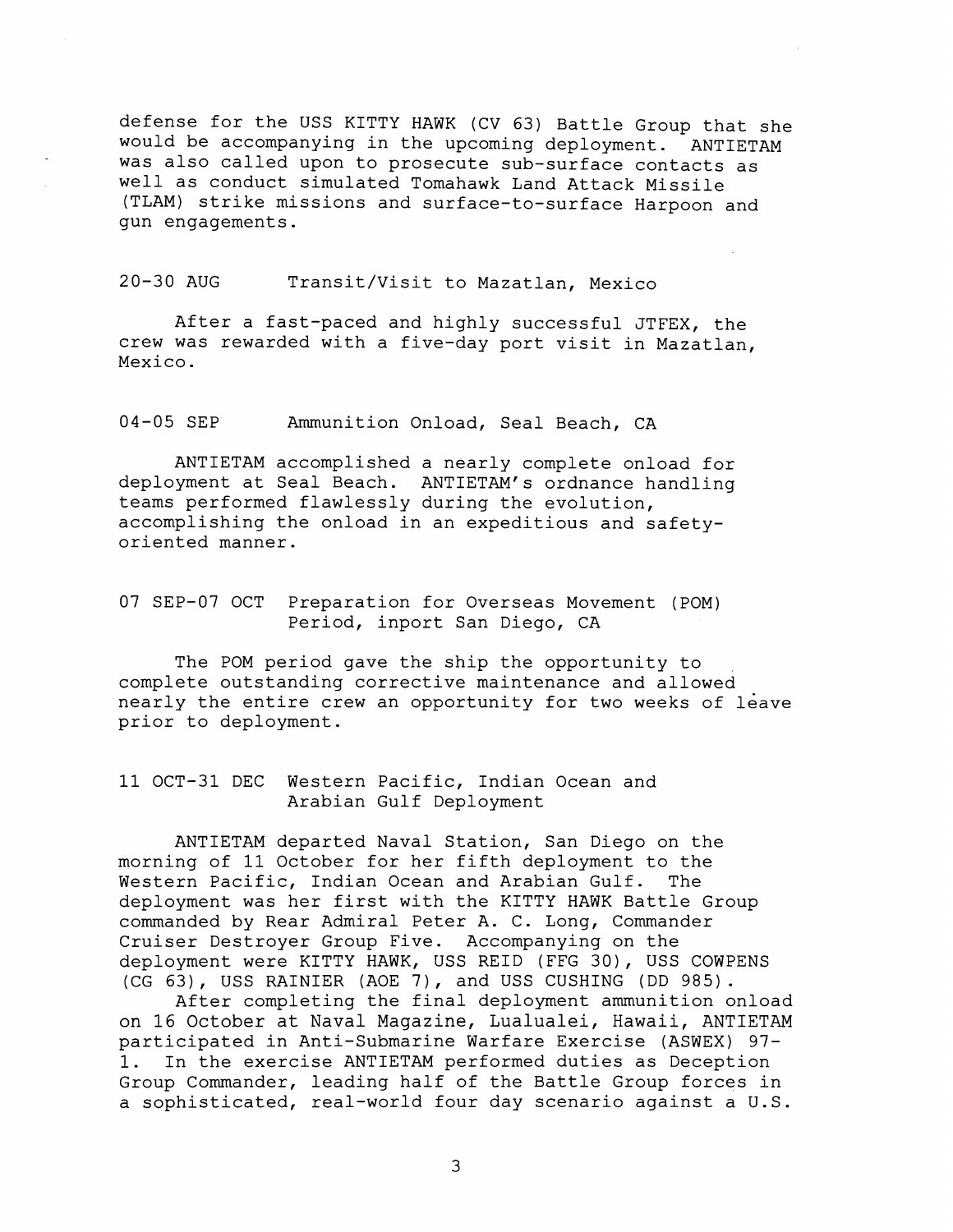defense for the USS KITTY HAWK (CV 63) Battle Group that she would be accompanying in the upcoming deployment. ANTIETAM was also called upon to prosecute sub-surface contacts as well as conduct simulated Tomahawk Land Attack Missile (TLAM) strike missions and surface-to-surface Harpoon and gun engagements.

20-30 AUG Transit/Visit to Mazatlan, Mexico

After a fast-paced and highly successful JTFEX, the crew was rewarded with a five-day port visit in Mazatlan, Mexico.

04-05 SEP Ammunition Onload, Seal Beach, CA

ANTIETAM accomplished a nearly complete onload for deployment at Seal Beach. ANTIETAM's ordnance handling teams performed flawlessly during the evolution, accomplishing the onload in an expeditious and safety-oriented manner.

07 SEP-07 OCT Preparation for Overseas Movement (POM) Period, inport San Diego, CA

The POM period gave the ship the opportunity to complete outstanding corrective maintenance and allowed nearly the entire crew an opportunity for two weeks of leave prior to deployment.

11 OCT-31 DEC Western Pacific, Indian Ocean and Arabian Gulf Deployment

ANTIETAM departed Naval Station, San Diego on the morning of 11 October for her fifth deployment to the Western Pacific, Indian Ocean and Arabian Gulf. The deployment was her first with the KITTY HAWK Battle Group commanded by Rear Admiral Peter A. C. Long, Commander Cruiser Destroyer Group Five. Accompanying on the deployment were KITTY HAWK, USS REID (FFG 30), USS COWPENS (CG 63), USS RAINIER (AOE 7), and USS CUSHING (DD 985).

After completing the final deployment ammunition onload on 16 October at Naval Magazine, Lualualei, Hawaii, ANTIETAM participated in Anti-Submarine Warfare Exercise (ASWEX) 97-1. In the exercise ANTIETAM performed duties as Deception Group Commander, leading half of the Battle Group forces in a sophisticated, real-world four day scenario against a U.S.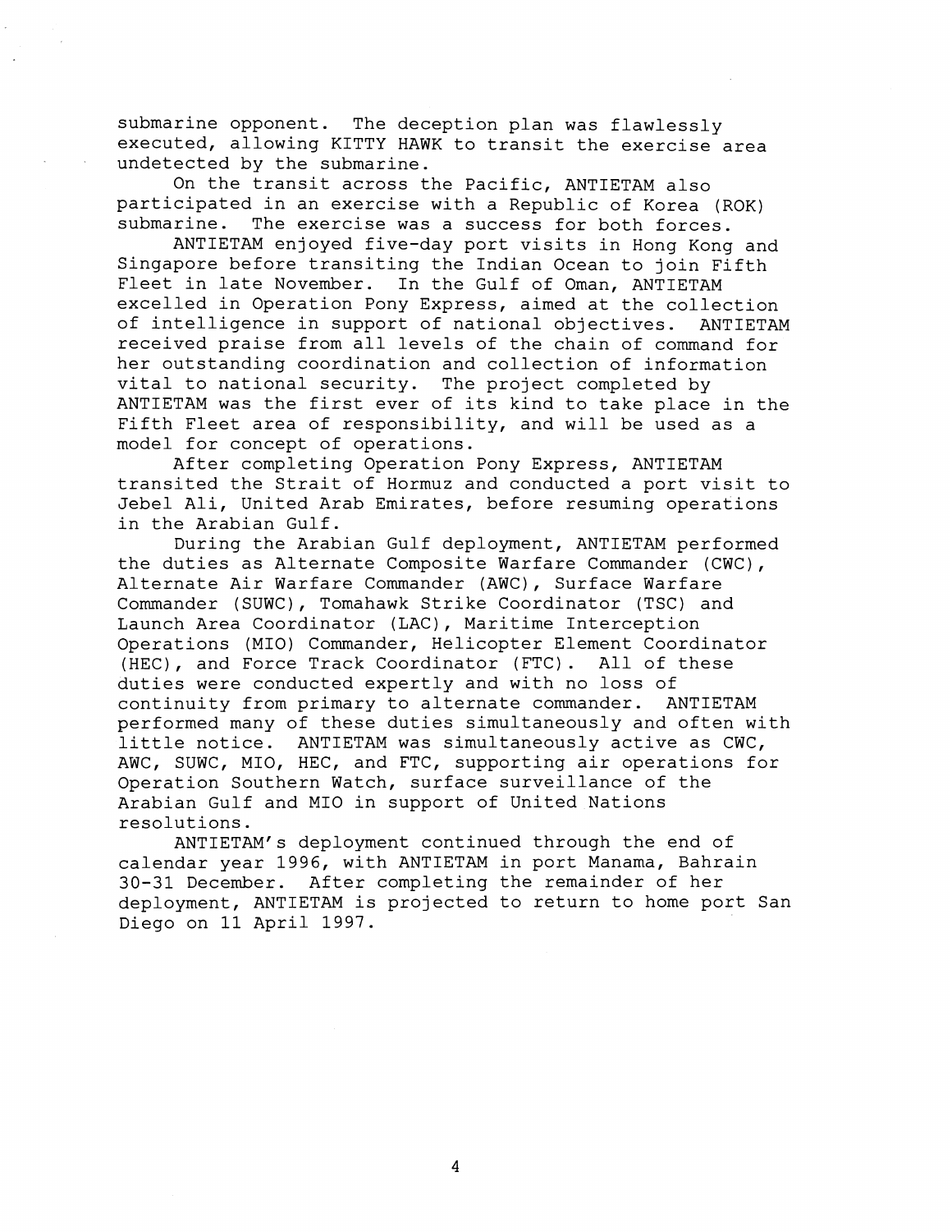submarine opponent. The deception plan was flawlessly executed, allowing KITTY HAWK to transit the exercise area undetected by the submarine.

On the transit across the Pacific, ANTIETAM also participated in an exercise with a Republic of Korea (ROK) submarine. The exercise was a success for both forces.

ANTIETAM enjoyed five-day port visits in Hong Kong and Singapore before transiting the Indian Ocean to join Fifth Fleet in late November. In the Gulf of Oman, ANTIETAM excelled in Operation Pony Express, aimed at the collection of intelligence in support of national objectives. ANTIETAM received praise from all levels of the chain of command for her outstanding coordination and collection of information vital to national security. The project completed by ANTIETAM was the first ever of its kind to take place in the Fifth Fleet area of responsibility, and will be used as a model for concept of operations.

After completing Operation Pony Express, ANTIETAM transited the Strait of Hormuz and conducted a port visit to Jebel Ali, United Arab Emirates, before resuming operations in the Arabian Gulf.

During the Arabian Gulf deployment, ANTIETAM performed the duties as Alternate Composite Warfare Commander (CWC), Alternate Air Warfare Commander (AWC), Surface Warfare Commander (SUWC), Tomahawk Strike Coordinator (TSC) and Launch Area Coordinator (LAC), Maritime Interception Operations (MIO) Commander, Helicopter Element Coordinator (HEC), and Force Track Coordinator (FTC). All of these duties were conducted expertly and with no loss of continuity from primary to alternate commander. ANTIETAM performed many of these duties simultaneously and often with little notice. ANTIETAM was simultaneously active as CWC, AWC, SUWC, MIO, HEC, and FTC, supporting air operations for Operation Southern Watch, surface surveillance of the Arabian Gulf and MIO in support of United Nations resolutions.

ANTIETAM's deployment continued through the end of calendar year 1996, with ANTIETAM in port Manama, Bahrain 30-31 December. After completing the remainder of her deployment, ANTIETAM is projected to return to home port San Diego on 11 April 1997.